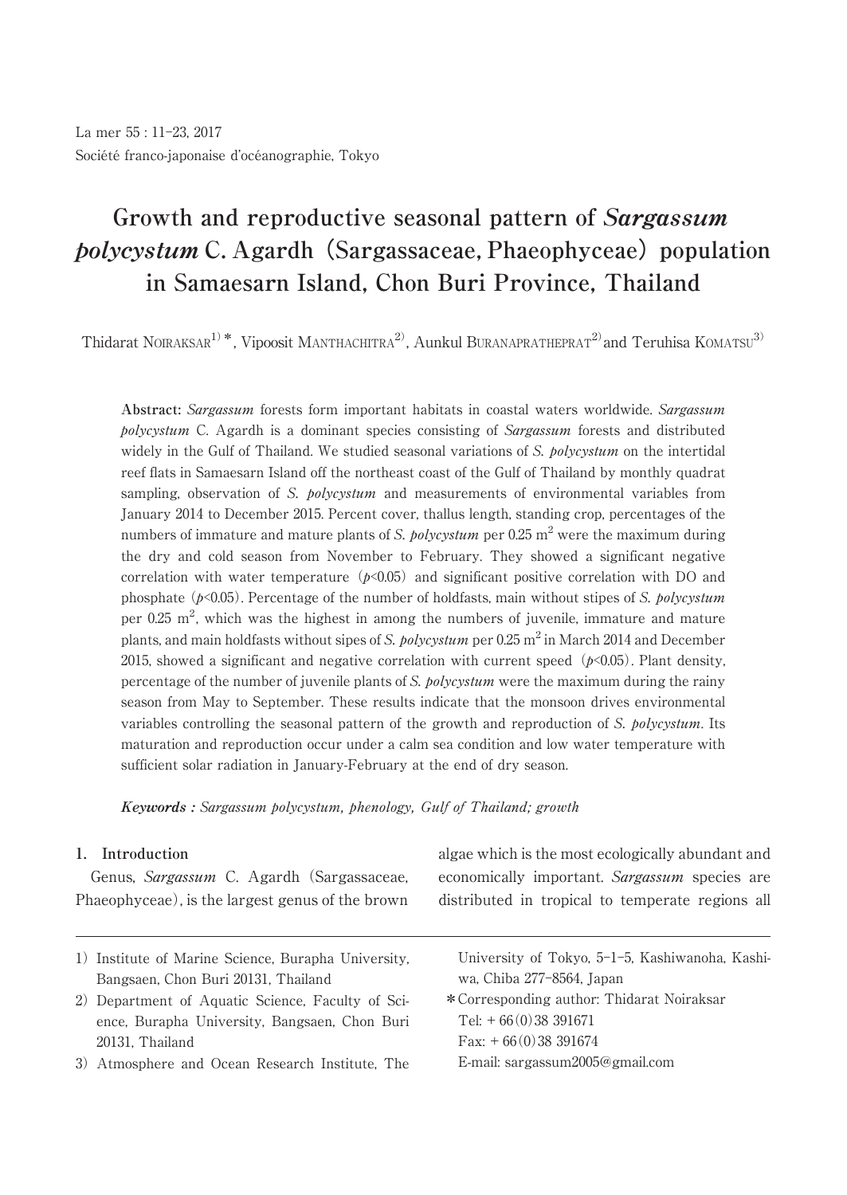# Growth and reproductive seasonal pattern of *Sargassum polycystum* C. Agardh (Sargassaceae, Phaeophyceae) population in Samaesarn Island, Chon Buri Province, Thailand

Thidarat NOIRAKSAR[1)*], Vipoosit MANTHACHITRA[2)], Aunkul BURANAPRATHEPRAT[2)] and Teruhisa KOMATSU[3)]

**Abstract:** *Sargassum* forests form important habitats in coastal waters worldwide. *Sargassum polycystum* C. Agardh is a dominant species consisting of *Sargassum* forests and distributed widely in the Gulf of Thailand. We studied seasonal variations of *S. polycystum* on the intertidal reef flats in Samaesarn Island off the northeast coast of the Gulf of Thailand by monthly quadrat sampling, observation of *S. polycystum* and measurements of environmental variables from January 2014 to December 2015. Percent cover, thallus length, standing crop, percentages of the numbers of immature and mature plants of *S. polycystum* per 0.25 $m^2$ were the maximum during the dry and cold season from November to February. They showed a significant negative correlation with water temperature ($p$<0.05) and significant positive correlation with DO and phosphate ($p$<0.05). Percentage of the number of holdfasts, main without stipes of *S. polycystum* per 0.25 $m^2$, which was the highest in among the numbers of juvenile, immature and mature plants, and main holdfasts without sipes of *S. polycystum* per 0.25 $m^2$ in March 2014 and December 2015, showed a significant and negative correlation with current speed ($p$<0.05). Plant density, percentage of the number of juvenile plants of *S. polycystum* were the maximum during the rainy season from May to September. These results indicate that the monsoon drives environmental variables controlling the seasonal pattern of the growth and reproduction of *S. polycystum*. Its maturation and reproduction occur under a calm sea condition and low water temperature with sufficient solar radiation in January-February at the end of dry season.

***Keywords :** Sargassum polycystum, phenology, Gulf of Thailand; growth*

## 1. Introduction

Genus, *Sargassum* C. Agardh (Sargassaceae, Phaeophyceae), is the largest genus of the brown algae which is the most ecologically abundant and economically important. *Sargassum* species are distributed in tropical to temperate regions all

---

1) Institute of Marine Science, Burapha University, Bangsaen, Chon Buri 20131, Thailand

2) Department of Aquatic Science, Faculty of Science, Burapha University, Bangsaen, Chon Buri 20131, Thailand

3) Atmosphere and Ocean Research Institute, The University of Tokyo, 5-1-5, Kashiwanoha, Kashiwa, Chiba 277-8564, Japan

*Corresponding author: Thidarat Noiraksar
Tel: + 66(0)38 391671
Fax: + 66(0)38 391674
E-mail: sargassum2005@gmail.com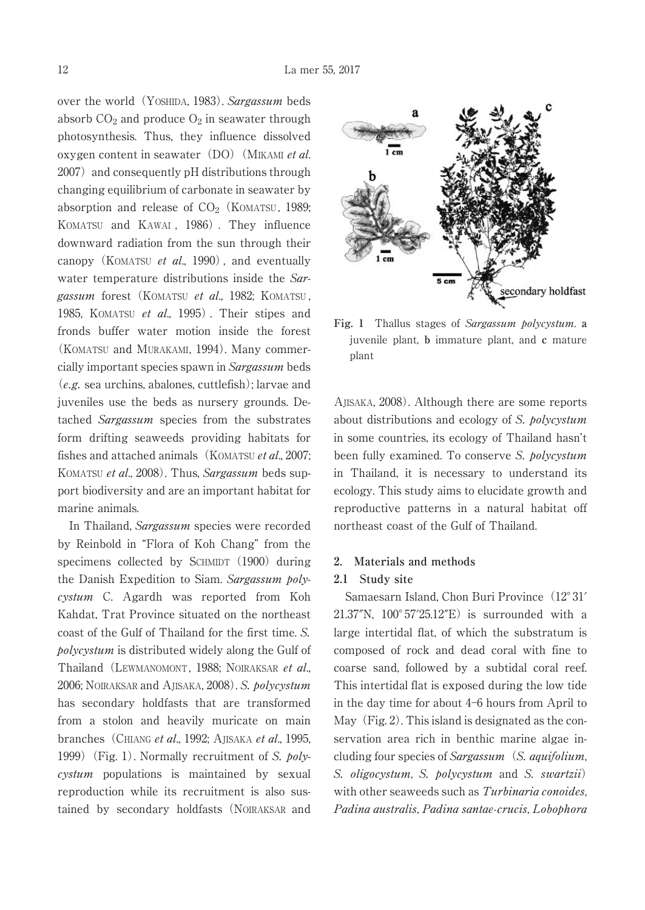over the world (YOSHIDA, 1983). *Sargassum* beds absorb $CO_2$ and produce $O_2$ in seawater through photosynthesis. Thus, they influence dissolved oxygen content in seawater (DO) (MIKAMI *et al.* 2007) and consequently pH distributions through changing equilibrium of carbonate in seawater by absorption and release of $CO_2$ (KOMATSU, 1989; KOMATSU and KAWAI, 1986). They influence downward radiation from the sun through their canopy (KOMATSU *et al.*, 1990), and eventually water temperature distributions inside the *Sargassum* forest (KOMATSU *et al.*, 1982; KOMATSU, 1985, KOMATSU *et al.*, 1995). Their stipes and fronds buffer water motion inside the forest (KOMATSU and MURAKAMI, 1994). Many commercially important species spawn in *Sargassum* beds (*e.g.* sea urchins, abalones, cuttlefish); larvae and juveniles use the beds as nursery grounds. Detached *Sargassum* species from the substrates form drifting seaweeds providing habitats for fishes and attached animals (KOMATSU *et al.*, 2007; KOMATSU *et al.*, 2008). Thus, *Sargassum* beds support biodiversity and are an important habitat for marine animals.

In Thailand, *Sargassum* species were recorded by Reinbold in "Flora of Koh Chang" from the specimens collected by SCHMIDT (1900) during the Danish Expedition to Siam. *Sargassum polycystum* C. Agardh was reported from Koh Kahdat, Trat Province situated on the northeast coast of the Gulf of Thailand for the first time. *S. polycystum* is distributed widely along the Gulf of Thailand (LEWMANOMONT, 1988; NOIRAKSAR *et al.*, 2006; NOIRAKSAR and AJISAKA, 2008). *S. polycystum* has secondary holdfasts that are transformed from a stolon and heavily muricate on main branches (CHIANG *et al.*, 1992; AJISAKA *et al.*, 1995, 1999) (Fig. 1). Normally recruitment of *S. polycystum* populations is maintained by sexual reproduction while its recruitment is also sustained by secondary holdfasts (NOIRAKSAR and AJISAKA, 2008). Although there are some reports about distributions and ecology of *S. polycystum* in some countries, its ecology of Thailand hasn't been fully examined. To conserve *S. polycystum* in Thailand, it is necessary to understand its ecology. This study aims to elucidate growth and reproductive patterns in a natural habitat off northeast coast of the Gulf of Thailand.

**Fig. 1** Thallus stages of *Sargassum polycystum*. **a** juvenile plant, **b** immature plant, and **c** mature plant

## 2. Materials and methods

### 2.1 Study site

Samaesarn Island, Chon Buri Province (12° 31′ 21.37″N, 100° 57′25.12″E) is surrounded with a large intertidal flat, of which the substratum is composed of rock and dead coral with fine to coarse sand, followed by a subtidal coral reef. This intertidal flat is exposed during the low tide in the day time for about 4–6 hours from April to May (Fig. 2). This island is designated as the conservation area rich in benthic marine algae including four species of *Sargassum* (*S. aquifolium*, *S. oligocystum*, *S. polycystum* and *S. swartzii*) with other seaweeds such as *Turbinaria conoides*, *Padina australis*, *Padina santae-crucis*, *Lobophora*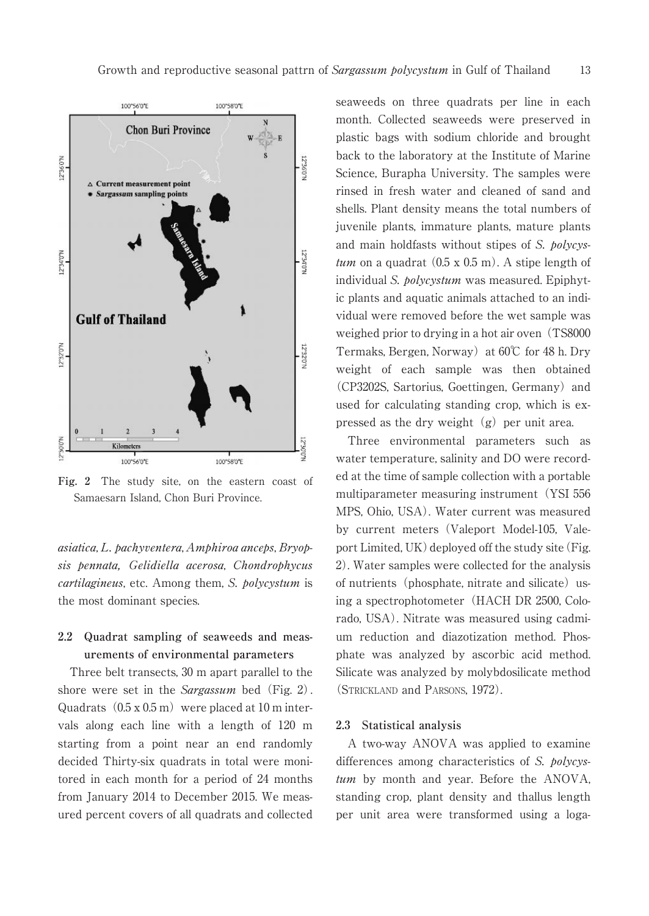Fig. 2 The study site, on the eastern coast of Samaesarn Island, Chon Buri Province.

*asiatica*, *L. pachyventera*, *Amphiroa anceps*, *Bryopsis pennata, Gelidiella acerosa, Chondrophycus cartilagineus*, etc. Among them, *S. polycystum* is the most dominant species.

### 2.2 Quadrat sampling of seaweeds and measurements of environmental parameters

Three belt transects, 30 m apart parallel to the shore were set in the *Sargassum* bed (Fig. 2). Quadrats (0.5 x 0.5 m) were placed at 10 m intervals along each line with a length of 120 m starting from a point near an end randomly decided Thirty-six quadrats in total were monitored in each month for a period of 24 months from January 2014 to December 2015. We measured percent covers of all quadrats and collected seaweeds on three quadrats per line in each month. Collected seaweeds were preserved in plastic bags with sodium chloride and brought back to the laboratory at the Institute of Marine Science, Burapha University. The samples were rinsed in fresh water and cleaned of sand and shells. Plant density means the total numbers of juvenile plants, immature plants, mature plants and main holdfasts without stipes of *S. polycystum* on a quadrat (0.5 x 0.5 m). A stipe length of individual *S. polycystum* was measured. Epiphytic plants and aquatic animals attached to an individual were removed before the wet sample was weighed prior to drying in a hot air oven (TS8000 Termaks, Bergen, Norway) at 60℃ for 48 h. Dry weight of each sample was then obtained (CP3202S, Sartorius, Goettingen, Germany) and used for calculating standing crop, which is expressed as the dry weight (g) per unit area.

Three environmental parameters such as water temperature, salinity and DO were recorded at the time of sample collection with a portable multiparameter measuring instrument (YSI 556 MPS, Ohio, USA). Water current was measured by current meters (Valeport Model-105, Valeport Limited, UK) deployed off the study site (Fig. 2). Water samples were collected for the analysis of nutrients (phosphate, nitrate and silicate) using a spectrophotometer (HACH DR 2500, Colorado, USA). Nitrate was measured using cadmium reduction and diazotization method. Phosphate was analyzed by ascorbic acid method. Silicate was analyzed by molybdosilicate method (Strickland and Parsons, 1972).

### 2.3 Statistical analysis

A two-way ANOVA was applied to examine differences among characteristics of *S. polycystum* by month and year. Before the ANOVA, standing crop, plant density and thallus length per unit area were transformed using a loga-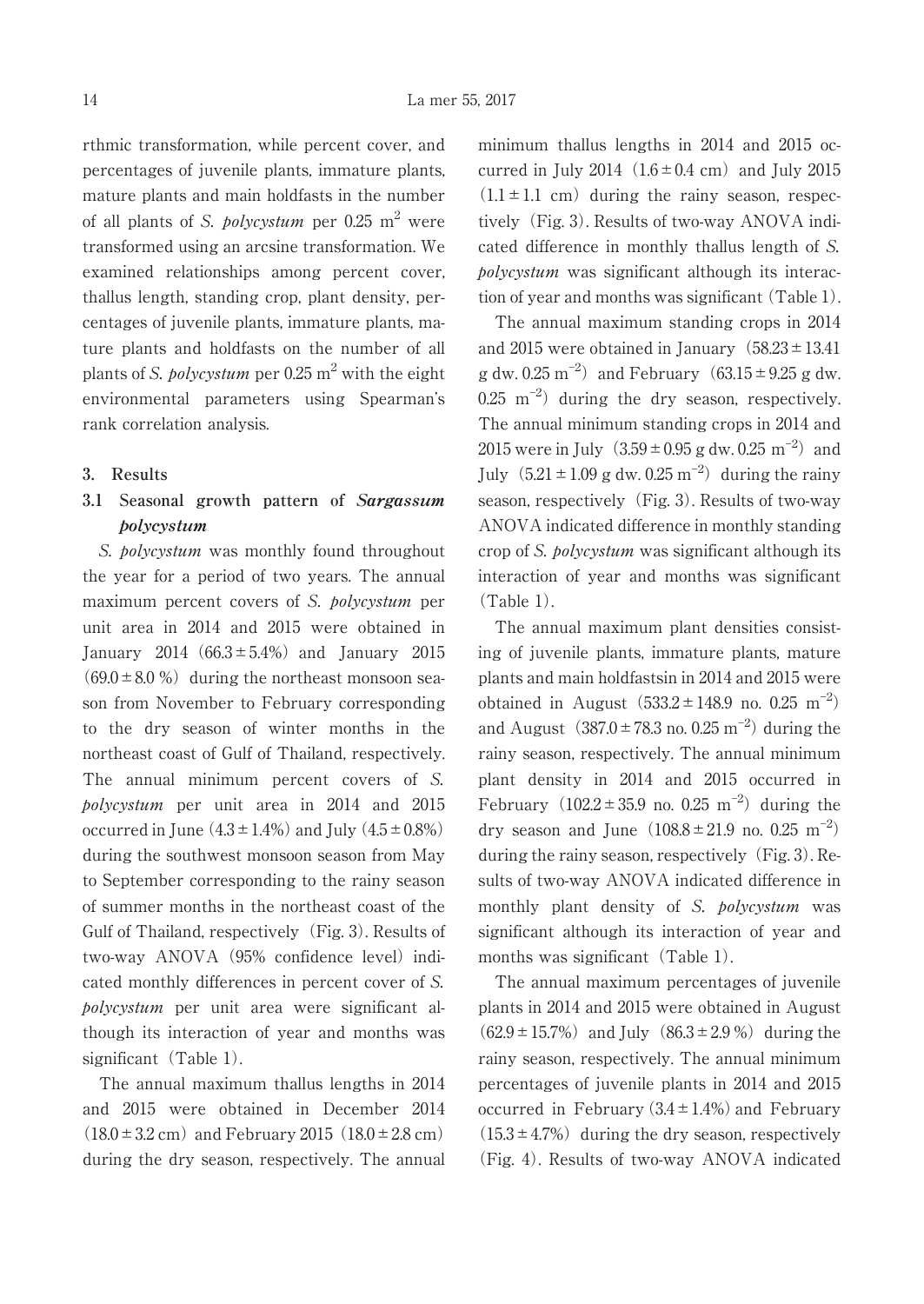rthmic transformation, while percent cover, and percentages of juvenile plants, immature plants, mature plants and main holdfasts in the number of all plants of *S. polycystum* per 0.25 $m^2$ were transformed using an arcsine transformation. We examined relationships among percent cover, thallus length, standing crop, plant density, percentages of juvenile plants, immature plants, mature plants and holdfasts on the number of all plants of *S. polycystum* per 0.25 $m^2$ with the eight environmental parameters using Spearman's rank correlation analysis.

## 3. Results

### 3.1 Seasonal growth pattern of *Sargassum polycystum*

*S. polycystum* was monthly found throughout the year for a period of two years. The annual maximum percent covers of *S. polycystum* per unit area in 2014 and 2015 were obtained in January 2014 (66.3 ± 5.4%) and January 2015 (69.0 ± 8.0 %) during the northeast monsoon season from November to February corresponding to the dry season of winter months in the northeast coast of Gulf of Thailand, respectively. The annual minimum percent covers of *S. polycystum* per unit area in 2014 and 2015 occurred in June (4.3 ± 1.4%) and July (4.5 ± 0.8%) during the southwest monsoon season from May to September corresponding to the rainy season of summer months in the northeast coast of the Gulf of Thailand, respectively (Fig. 3). Results of two-way ANOVA (95% confidence level) indicated monthly differences in percent cover of *S. polycystum* per unit area were significant although its interaction of year and months was significant (Table 1).

The annual maximum thallus lengths in 2014 and 2015 were obtained in December 2014 (18.0 ± 3.2 cm) and February 2015 (18.0 ± 2.8 cm) during the dry season, respectively. The annual minimum thallus lengths in 2014 and 2015 occurred in July 2014 (1.6 ± 0.4 cm) and July 2015 (1.1 ± 1.1 cm) during the rainy season, respectively (Fig. 3). Results of two-way ANOVA indicated difference in monthly thallus length of *S. polycystum* was significant although its interaction of year and months was significant (Table 1).

The annual maximum standing crops in 2014 and 2015 were obtained in January (58.23 ± 13.41 g dw. 0.25 $m^{-2}$) and February (63.15 ± 9.25 g dw. 0.25 $m^{-2}$) during the dry season, respectively. The annual minimum standing crops in 2014 and 2015 were in July (3.59 ± 0.95 g dw. 0.25 $m^{-2}$) and July (5.21 ± 1.09 g dw. 0.25 $m^{-2}$) during the rainy season, respectively (Fig. 3). Results of two-way ANOVA indicated difference in monthly standing crop of *S. polycystum* was significant although its interaction of year and months was significant (Table 1).

The annual maximum plant densities consisting of juvenile plants, immature plants, mature plants and main holdfastsin in 2014 and 2015 were obtained in August (533.2 ± 148.9 no. 0.25 $m^{-2}$) and August (387.0 ± 78.3 no. 0.25 $m^{-2}$) during the rainy season, respectively. The annual minimum plant density in 2014 and 2015 occurred in February (102.2 ± 35.9 no. 0.25 $m^{-2}$) during the dry season and June (108.8 ± 21.9 no. 0.25 $m^{-2}$) during the rainy season, respectively (Fig. 3). Results of two-way ANOVA indicated difference in monthly plant density of *S. polycystum* was significant although its interaction of year and months was significant (Table 1).

The annual maximum percentages of juvenile plants in 2014 and 2015 were obtained in August (62.9 ± 15.7%) and July (86.3 ± 2.9 %) during the rainy season, respectively. The annual minimum percentages of juvenile plants in 2014 and 2015 occurred in February (3.4 ± 1.4%) and February (15.3 ± 4.7%) during the dry season, respectively (Fig. 4). Results of two-way ANOVA indicated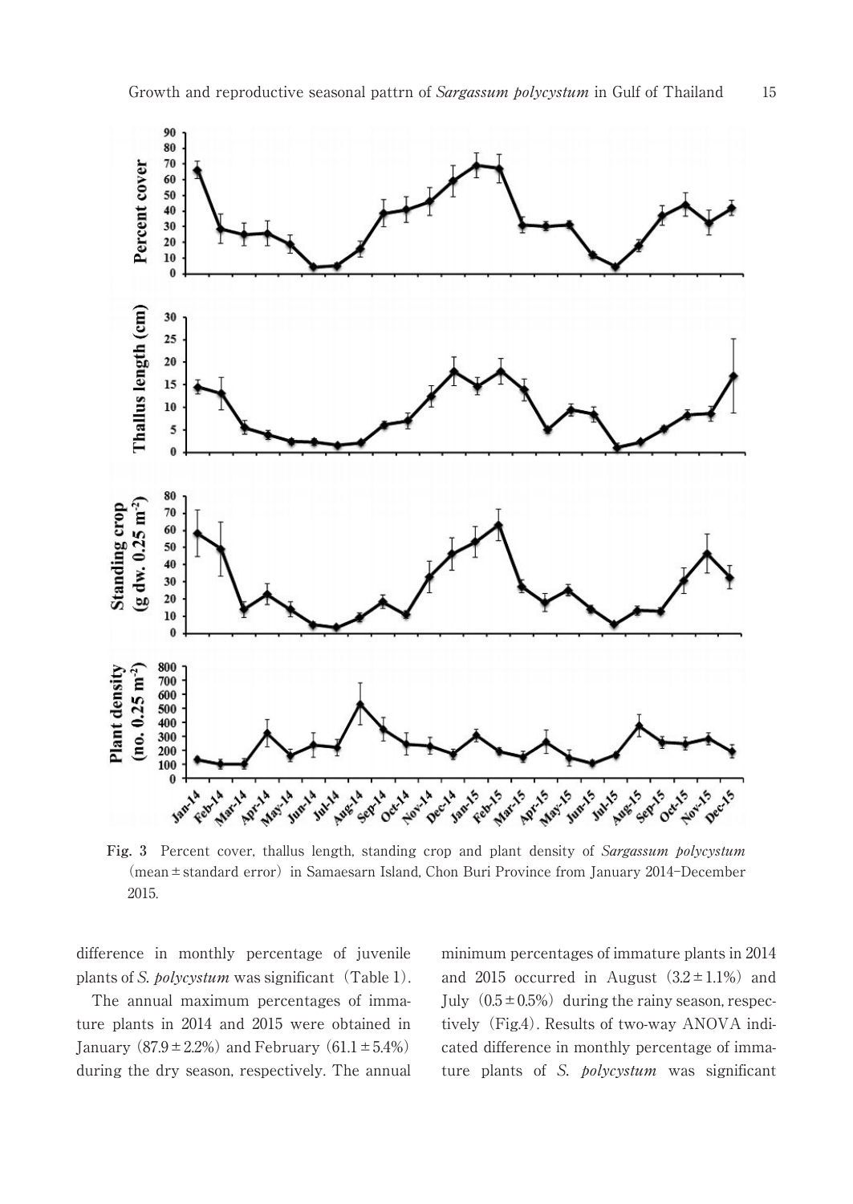Fig. 3 Percent cover, thallus length, standing crop and plant density of *Sargassum polycystum* (mean ± standard error) in Samaesarn Island, Chon Buri Province from January 2014–December 2015.

difference in monthly percentage of juvenile plants of *S. polycystum* was significant (Table 1).

The annual maximum percentages of immature plants in 2014 and 2015 were obtained in January (87.9 ± 2.2%) and February (61.1 ± 5.4%) during the dry season, respectively. The annual minimum percentages of immature plants in 2014 and 2015 occurred in August (3.2 ± 1.1%) and July (0.5 ± 0.5%) during the rainy season, respectively (Fig.4). Results of two-way ANOVA indicated difference in monthly percentage of immature plants of *S. polycystum* was significant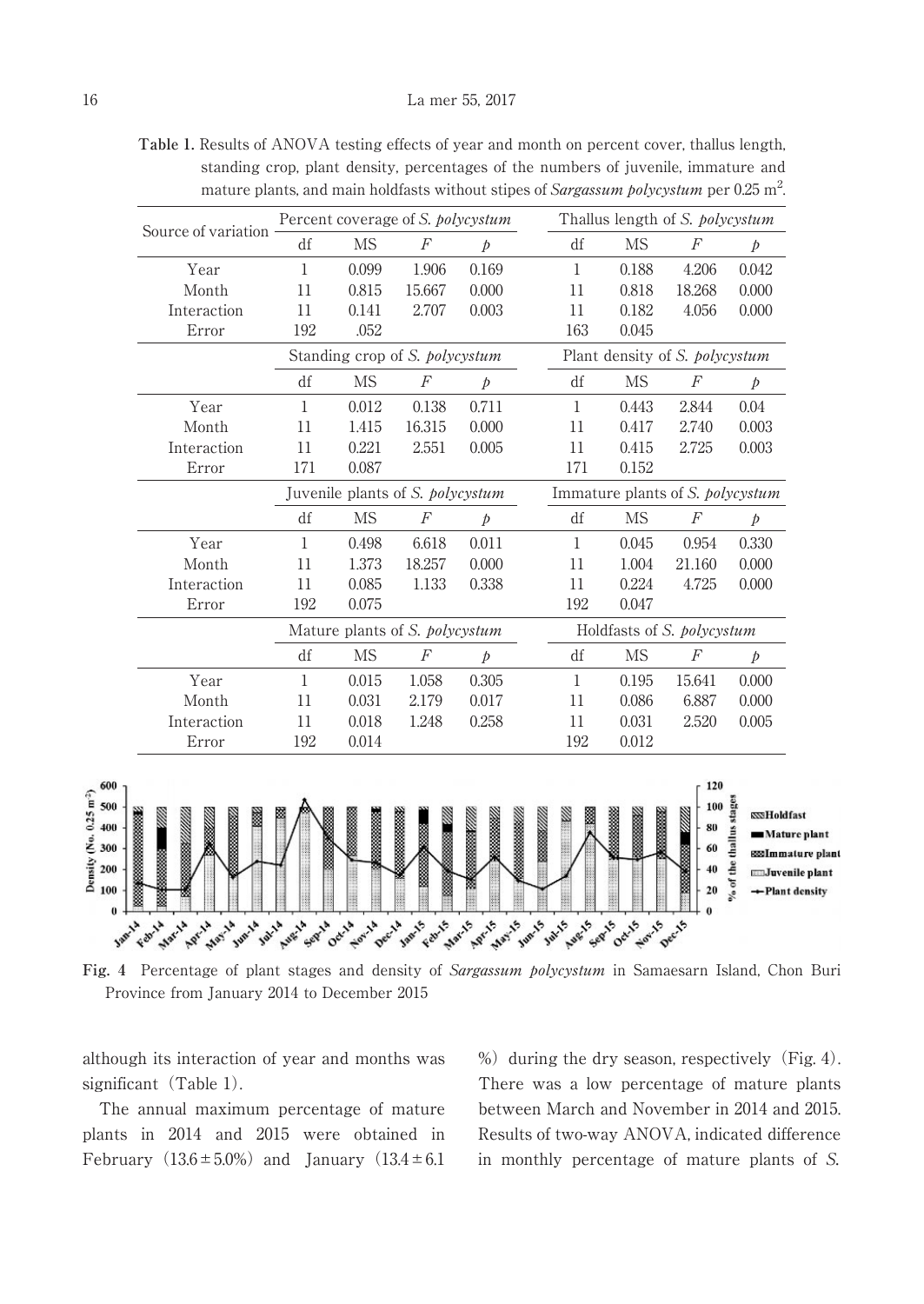**Table 1.** Results of ANOVA testing effects of year and month on percent cover, thallus length, standing crop, plant density, percentages of the numbers of juvenile, immature and mature plants, and main holdfasts without stipes of *Sargassum polycystum* per 0.25 $m^2$.

| Source of variation | Percent coverage of *S. polycystum* | | | | Thallus length of *S. polycystum* | | | |
|---|---|---|---|---|---|---|---|---|
| | df | MS | *F* | *p* | df | MS | *F* | *p* |
| Year | 1 | 0.099 | 1.906 | 0.169 | 1 | 0.188 | 4.206 | 0.042 |
| Month | 11 | 0.815 | 15.667 | 0.000 | 11 | 0.818 | 18.268 | 0.000 |
| Interaction | 11 | 0.141 | 2.707 | 0.003 | 11 | 0.182 | 4.056 | 0.000 |
| Error | 192 | .052 | | | 163 | 0.045 | | |
| | Standing crop of *S. polycystum* | | | | Plant density of *S. polycystum* | | | |
| | df | MS | *F* | *p* | df | MS | *F* | *p* |
| Year | 1 | 0.012 | 0.138 | 0.711 | 1 | 0.443 | 2.844 | 0.04 |
| Month | 11 | 1.415 | 16.315 | 0.000 | 11 | 0.417 | 2.740 | 0.003 |
| Interaction | 11 | 0.221 | 2.551 | 0.005 | 11 | 0.415 | 2.725 | 0.003 |
| Error | 171 | 0.087 | | | 171 | 0.152 | | |
| | Juvenile plants of *S. polycystum* | | | | Immature plants of *S. polycystum* | | | |
| | df | MS | *F* | *p* | df | MS | *F* | *p* |
| Year | 1 | 0.498 | 6.618 | 0.011 | 1 | 0.045 | 0.954 | 0.330 |
| Month | 11 | 1.373 | 18.257 | 0.000 | 11 | 1.004 | 21.160 | 0.000 |
| Interaction | 11 | 0.085 | 1.133 | 0.338 | 11 | 0.224 | 4.725 | 0.000 |
| Error | 192 | 0.075 | | | 192 | 0.047 | | |
| | Mature plants of *S. polycystum* | | | | Holdfasts of *S. polycystum* | | | |
| | df | MS | *F* | *p* | df | MS | *F* | *p* |
| Year | 1 | 0.015 | 1.058 | 0.305 | 1 | 0.195 | 15.641 | 0.000 |
| Month | 11 | 0.031 | 2.179 | 0.017 | 11 | 0.086 | 6.887 | 0.000 |
| Interaction | 11 | 0.018 | 1.248 | 0.258 | 11 | 0.031 | 2.520 | 0.005 |
| Error | 192 | 0.014 | | | 192 | 0.012 | | |

**Fig. 4** Percentage of plant stages and density of *Sargassum polycystum* in Samaesarn Island, Chon Buri Province from January 2014 to December 2015

although its interaction of year and months was significant (Table 1).

The annual maximum percentage of mature plants in 2014 and 2015 were obtained in February (13.6 ± 5.0%) and January (13.4 ± 6.1 %) during the dry season, respectively (Fig. 4). There was a low percentage of mature plants between March and November in 2014 and 2015. Results of two-way ANOVA, indicated difference in monthly percentage of mature plants of *S.*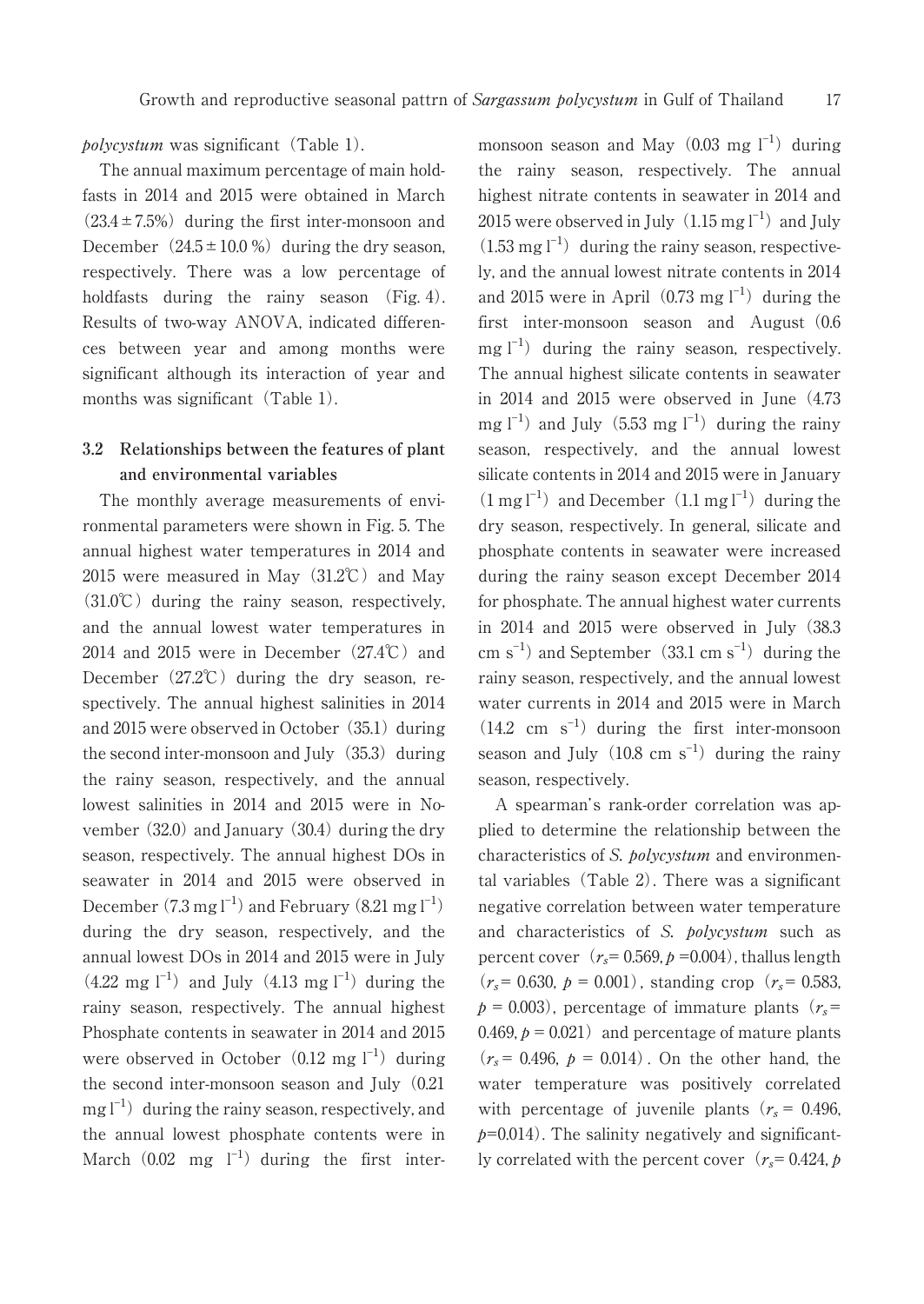*polycystum* was significant (Table 1).

The annual maximum percentage of main holdfasts in 2014 and 2015 were obtained in March (23.4 ± 7.5%) during the first inter-monsoon and December (24.5 ± 10.0 %) during the dry season, respectively. There was a low percentage of holdfasts during the rainy season (Fig. 4). Results of two-way ANOVA, indicated differences between year and among months were significant although its interaction of year and months was significant (Table 1).

### 3.2 Relationships between the features of plant and environmental variables

The monthly average measurements of environmental parameters were shown in Fig. 5. The annual highest water temperatures in 2014 and 2015 were measured in May (31.2℃) and May (31.0℃) during the rainy season, respectively, and the annual lowest water temperatures in 2014 and 2015 were in December (27.4℃) and December (27.2℃) during the dry season, respectively. The annual highest salinities in 2014 and 2015 were observed in October (35.1) during the second inter-monsoon and July (35.3) during the rainy season, respectively, and the annual lowest salinities in 2014 and 2015 were in November (32.0) and January (30.4) during the dry season, respectively. The annual highest DOs in seawater in 2014 and 2015 were observed in December (7.3 mg $l^{-1}$) and February (8.21 mg $l^{-1}$) during the dry season, respectively, and the annual lowest DOs in 2014 and 2015 were in July (4.22 mg $l^{-1}$) and July (4.13 mg $l^{-1}$) during the rainy season, respectively. The annual highest Phosphate contents in seawater in 2014 and 2015 were observed in October (0.12 mg $l^{-1}$) during the second inter-monsoon season and July (0.21 mg $l^{-1}$) during the rainy season, respectively, and the annual lowest phosphate contents were in March (0.02 mg $l^{-1}$) during the first inter-monsoon season and May (0.03 mg $l^{-1}$) during the rainy season, respectively. The annual highest nitrate contents in seawater in 2014 and 2015 were observed in July (1.15 mg $l^{-1}$) and July (1.53 mg $l^{-1}$) during the rainy season, respectively, and the annual lowest nitrate contents in 2014 and 2015 were in April (0.73 mg $l^{-1}$) during the first inter-monsoon season and August (0.6 mg $l^{-1}$) during the rainy season, respectively. The annual highest silicate contents in seawater in 2014 and 2015 were observed in June (4.73 mg $l^{-1}$) and July (5.53 mg $l^{-1}$) during the rainy season, respectively, and the annual lowest silicate contents in 2014 and 2015 were in January (1 mg $l^{-1}$) and December (1.1 mg $l^{-1}$) during the dry season, respectively. In general, silicate and phosphate contents in seawater were increased during the rainy season except December 2014 for phosphate. The annual highest water currents in 2014 and 2015 were observed in July (38.3 cm $s^{-1}$) and September (33.1 cm $s^{-1}$) during the rainy season, respectively, and the annual lowest water currents in 2014 and 2015 were in March (14.2 cm $s^{-1}$) during the first inter-monsoon season and July (10.8 cm $s^{-1}$) during the rainy season, respectively.

A spearman's rank-order correlation was applied to determine the relationship between the characteristics of *S. polycystum* and environmental variables (Table 2). There was a significant negative correlation between water temperature and characteristics of *S. polycystum* such as percent cover ($r_s$= 0.569, $p$ =0.004), thallus length ($r_s$= 0.630, $p$ = 0.001), standing crop ($r_s$= 0.583, $p$ = 0.003), percentage of immature plants ($r_s$= 0.469, $p$ = 0.021) and percentage of mature plants ($r_s$= 0.496, $p$ = 0.014). On the other hand, the water temperature was positively correlated with percentage of juvenile plants ($r_s$ = 0.496, $p$=0.014). The salinity negatively and significantly correlated with the percent cover ($r_s$= 0.424, $p$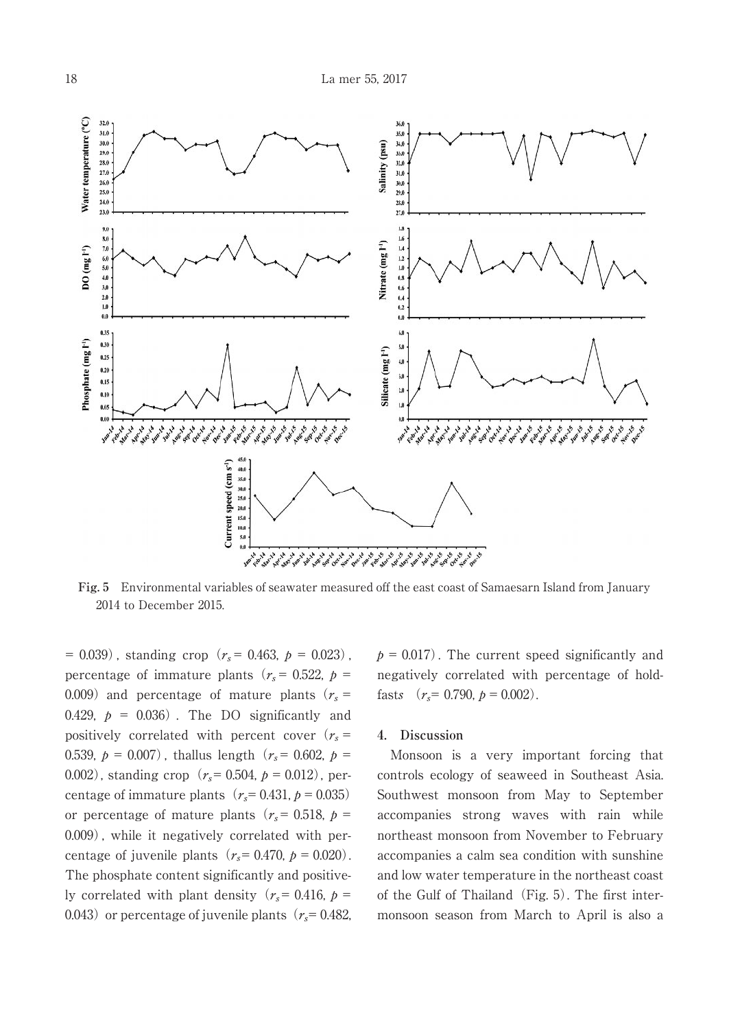**Fig. 5** Environmental variables of seawater measured off the east coast of Samaesarn Island from January 2014 to December 2015.

= 0.039), standing crop ($r_s$ = 0.463, $p$ = 0.023), percentage of immature plants ($r_s$ = 0.522, $p$ = 0.009) and percentage of mature plants ($r_s$ = 0.429, $p$ = 0.036). The DO significantly and positively correlated with percent cover ($r_s$ = 0.539, $p$ = 0.007), thallus length ($r_s$ = 0.602, $p$ = 0.002), standing crop ($r_s$ = 0.504, $p$ = 0.012), percentage of immature plants ($r_s$ = 0.431, $p$ = 0.035) or percentage of mature plants ($r_s$ = 0.518, $p$ = 0.009), while it negatively correlated with percentage of juvenile plants ($r_s$ = 0.470, $p$ = 0.020). The phosphate content significantly and positively correlated with plant density ($r_s$ = 0.416, $p$ = 0.043) or percentage of juvenile plants ($r_s$ = 0.482, $p$ = 0.017). The current speed significantly and negatively correlated with percentage of holdfasts ($r_s$ = 0.790, $p$ = 0.002).

## 4. Discussion

Monsoon is a very important forcing that controls ecology of seaweed in Southeast Asia. Southwest monsoon from May to September accompanies strong waves with rain while northeast monsoon from November to February accompanies a calm sea condition with sunshine and low water temperature in the northeast coast of the Gulf of Thailand (Fig. 5). The first intermonsoon season from March to April is also a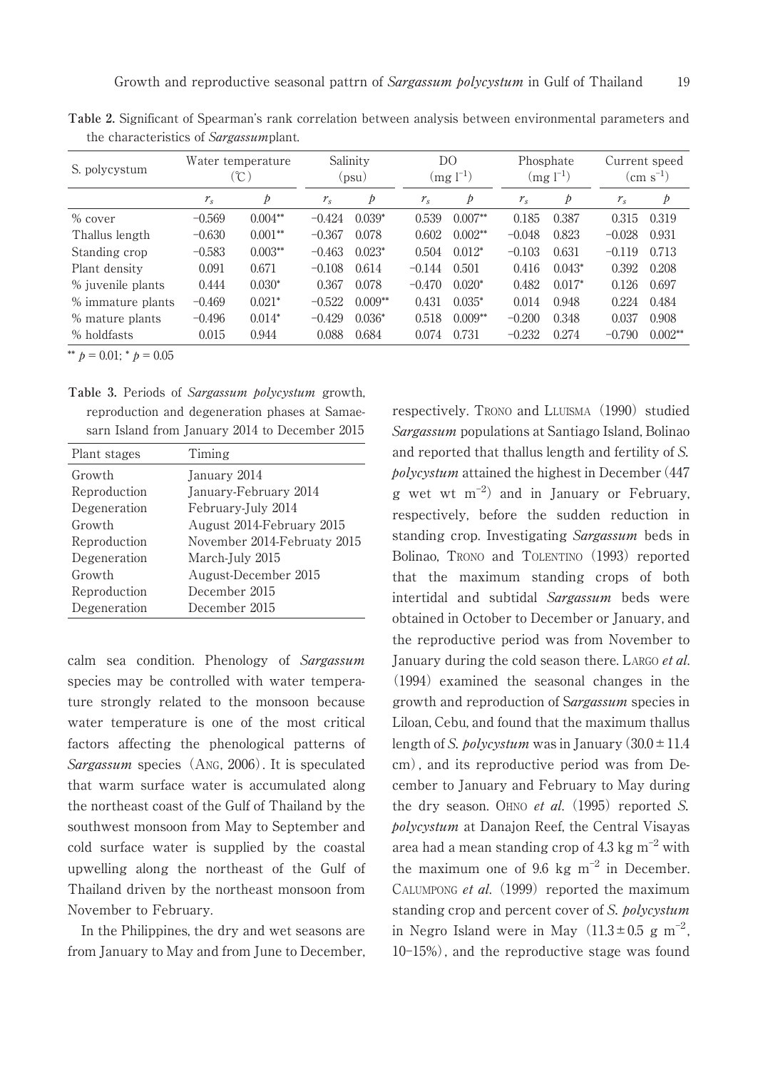**Table 2.** Significant of Spearman's rank correlation between analysis between environmental parameters and the characteristics of *Sargassum*plant.

| S. polycystum | Water temperature (℃) | | Salinity (psu) | | DO (mg $l^{-1}$) | | Phosphate (mg $l^{-1}$) | | Current speed (cm $s^{-1}$) | |
|---|---|---|---|---|---|---|---|---|---|---|
| | $r_s$ | $p$ | $r_s$ | $p$ | $r_s$ | $p$ | $r_s$ | $p$ | $r_s$ | $p$ |
| % cover | −0.569 | 0.004** | −0.424 | 0.039* | 0.539 | 0.007** | 0.185 | 0.387 | 0.315 | 0.319 |
| Thallus length | −0.630 | 0.001** | −0.367 | 0.078 | 0.602 | 0.002** | −0.048 | 0.823 | −0.028 | 0.931 |
| Standing crop | −0.583 | 0.003** | −0.463 | 0.023* | 0.504 | 0.012* | −0.103 | 0.631 | −0.119 | 0.713 |
| Plant density | 0.091 | 0.671 | −0.108 | 0.614 | −0.144 | 0.501 | 0.416 | 0.043* | 0.392 | 0.208 |
| % juvenile plants | 0.444 | 0.030* | 0.367 | 0.078 | −0.470 | 0.020* | 0.482 | 0.017* | 0.126 | 0.697 |
| % immature plants | −0.469 | 0.021* | −0.522 | 0.009** | 0.431 | 0.035* | 0.014 | 0.948 | 0.224 | 0.484 |
| % mature plants | −0.496 | 0.014* | −0.429 | 0.036* | 0.518 | 0.009** | −0.200 | 0.348 | 0.037 | 0.908 |
| % holdfasts | 0.015 | 0.944 | 0.088 | 0.684 | 0.074 | 0.731 | −0.232 | 0.274 | −0.790 | 0.002** |

** $p$ = 0.01; * $p$ = 0.05

**Table 3.** Periods of *Sargassum polycystum* growth, reproduction and degeneration phases at Samaesarn Island from January 2014 to December 2015

| Plant stages | Timing |
|---|---|
| Growth | January 2014 |
| Reproduction | January-February 2014 |
| Degeneration | February-July 2014 |
| Growth | August 2014-February 2015 |
| Reproduction | November 2014-Februaty 2015 |
| Degeneration | March-July 2015 |
| Growth | August-December 2015 |
| Reproduction | December 2015 |
| Degeneration | December 2015 |

calm sea condition. Phenology of *Sargassum* species may be controlled with water temperature strongly related to the monsoon because water temperature is one of the most critical factors affecting the phenological patterns of *Sargassum* species (ANG, 2006). It is speculated that warm surface water is accumulated along the northeast coast of the Gulf of Thailand by the southwest monsoon from May to September and cold surface water is supplied by the coastal upwelling along the northeast of the Gulf of Thailand driven by the northeast monsoon from November to February.

In the Philippines, the dry and wet seasons are from January to May and from June to December, respectively. TRONO and LLUISMA (1990) studied *Sargassum* populations at Santiago Island, Bolinao and reported that thallus length and fertility of *S. polycystum* attained the highest in December (447 g wet wt $m^{-2}$) and in January or February, respectively, before the sudden reduction in standing crop. Investigating *Sargassum* beds in Bolinao, TRONO and TOLENTINO (1993) reported that the maximum standing crops of both intertidal and subtidal *Sargassum* beds were obtained in October to December or January, and the reproductive period was from November to January during the cold season there. LARGO *et al.* (1994) examined the seasonal changes in the growth and reproduction of S*argassum* species in Liloan, Cebu, and found that the maximum thallus length of *S. polycystum* was in January (30.0 ± 11.4 cm), and its reproductive period was from December to January and February to May during the dry season. OHNO *et al.* (1995) reported *S. polycystum* at Danajon Reef, the Central Visayas area had a mean standing crop of 4.3 kg $m^{-2}$ with the maximum one of 9.6 kg $m^{-2}$ in December. CALUMPONG *et al.* (1999) reported the maximum standing crop and percent cover of *S. polycystum* in Negro Island were in May (11.3 ± 0.5 g $m^{-2}$, 10–15%), and the reproductive stage was found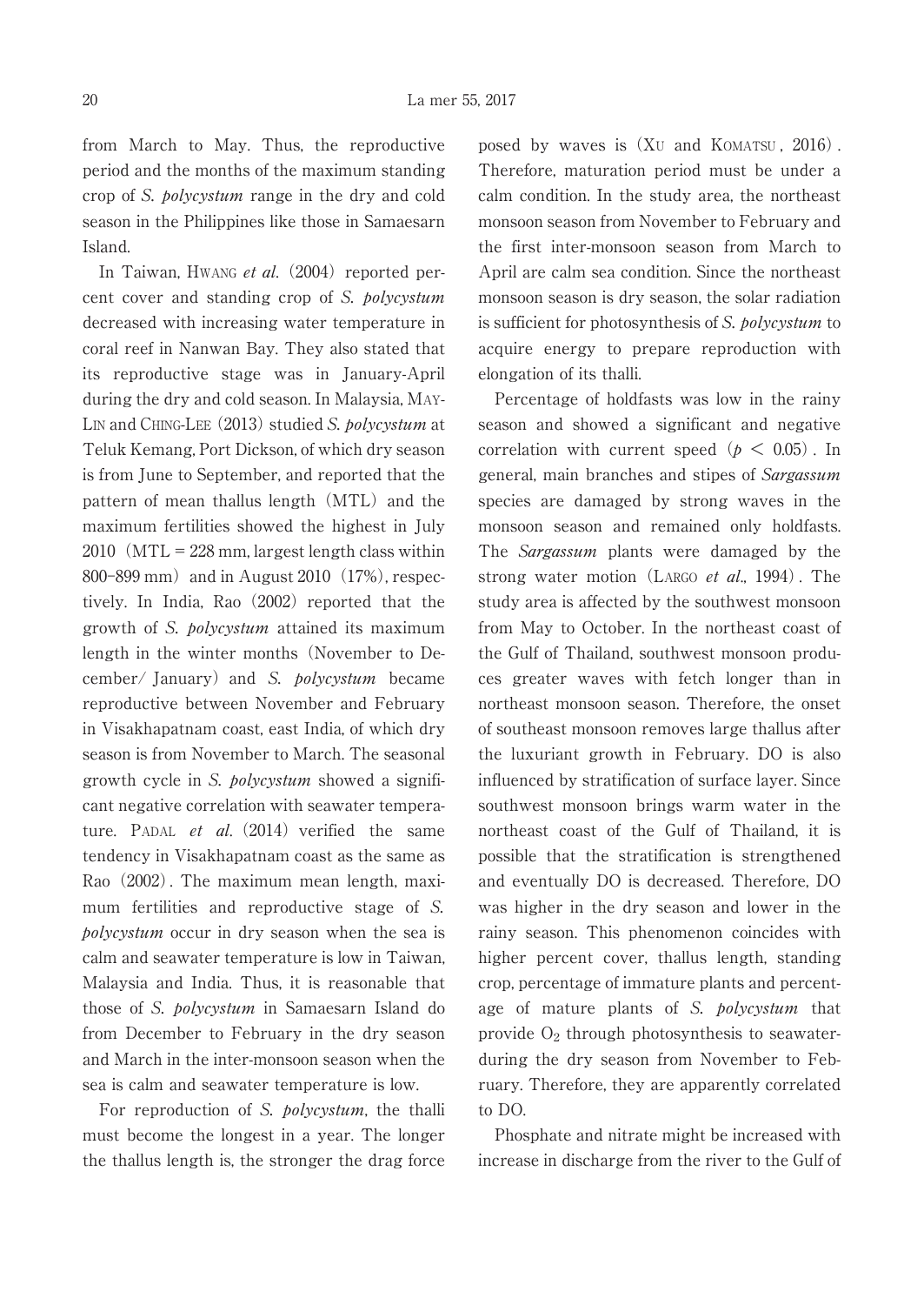from March to May. Thus, the reproductive period and the months of the maximum standing crop of *S. polycystum* range in the dry and cold season in the Philippines like those in Samaesarn Island.

In Taiwan, HWANG *et al.* (2004) reported percent cover and standing crop of *S. polycystum* decreased with increasing water temperature in coral reef in Nanwan Bay. They also stated that its reproductive stage was in January-April during the dry and cold season. In Malaysia, MAY-LIN and CHING-LEE (2013) studied *S. polycystum* at Teluk Kemang, Port Dickson, of which dry season is from June to September, and reported that the pattern of mean thallus length (MTL) and the maximum fertilities showed the highest in July 2010 (MTL = 228 mm, largest length class within 800–899 mm) and in August 2010 (17%), respectively. In India, Rao (2002) reported that the growth of *S. polycystum* attained its maximum length in the winter months (November to December/ January) and *S. polycystum* became reproductive between November and February in Visakhapatnam coast, east India, of which dry season is from November to March. The seasonal growth cycle in *S. polycystum* showed a significant negative correlation with seawater temperature. PADAL *et al.* (2014) verified the same tendency in Visakhapatnam coast as the same as Rao (2002). The maximum mean length, maximum fertilities and reproductive stage of *S. polycystum* occur in dry season when the sea is calm and seawater temperature is low in Taiwan, Malaysia and India. Thus, it is reasonable that those of *S. polycystum* in Samaesarn Island do from December to February in the dry season and March in the inter-monsoon season when the sea is calm and seawater temperature is low.

For reproduction of *S. polycystum*, the thalli must become the longest in a year. The longer the thallus length is, the stronger the drag force posed by waves is (XU and KOMATSU, 2016). Therefore, maturation period must be under a calm condition. In the study area, the northeast monsoon season from November to February and the first inter-monsoon season from March to April are calm sea condition. Since the northeast monsoon season is dry season, the solar radiation is sufficient for photosynthesis of *S. polycystum* to acquire energy to prepare reproduction with elongation of its thalli.

Percentage of holdfasts was low in the rainy season and showed a significant and negative correlation with current speed ($p < 0.05$). In general, main branches and stipes of *Sargassum* species are damaged by strong waves in the monsoon season and remained only holdfasts. The *Sargassum* plants were damaged by the strong water motion (LARGO *et al.*, 1994). The study area is affected by the southwest monsoon from May to October. In the northeast coast of the Gulf of Thailand, southwest monsoon produces greater waves with fetch longer than in northeast monsoon season. Therefore, the onset of southeast monsoon removes large thallus after the luxuriant growth in February. DO is also influenced by stratification of surface layer. Since southwest monsoon brings warm water in the northeast coast of the Gulf of Thailand, it is possible that the stratification is strengthened and eventually DO is decreased. Therefore, DO was higher in the dry season and lower in the rainy season. This phenomenon coincides with higher percent cover, thallus length, standing crop, percentage of immature plants and percentage of mature plants of *S. polycystum* that provide $O_2$ through photosynthesis to seawater during the dry season from November to February. Therefore, they are apparently correlated to DO.

Phosphate and nitrate might be increased with increase in discharge from the river to the Gulf of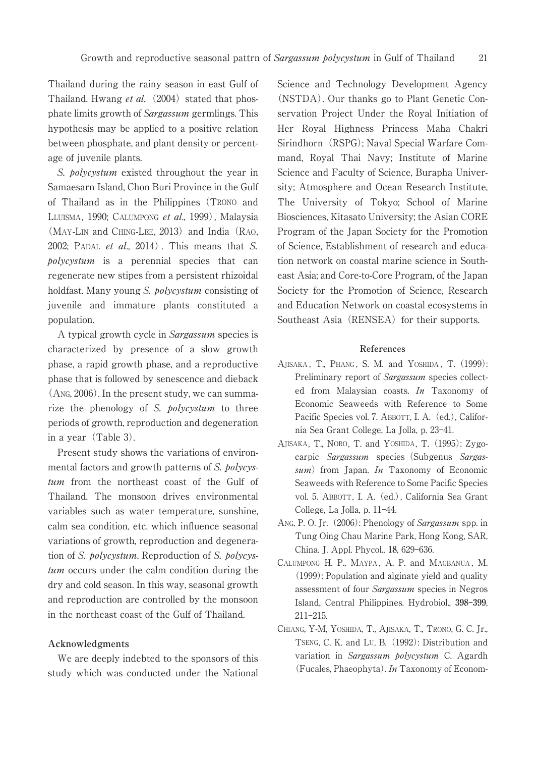Thailand during the rainy season in east Gulf of Thailand. Hwang *et al.* (2004) stated that phosphate limits growth of *Sargassum* germlings. This hypothesis may be applied to a positive relation between phosphate, and plant density or percentage of juvenile plants.

*S. polycystum* existed throughout the year in Samaesarn Island, Chon Buri Province in the Gulf of Thailand as in the Philippines (Trono and Lluisma, 1990; Calumpong *et al.*, 1999), Malaysia (May-Lin and Ching-Lee, 2013) and India (Rao, 2002; Padal *et al.*, 2014). This means that *S. polycystum* is a perennial species that can regenerate new stipes from a persistent rhizoidal holdfast. Many young *S. polycystum* consisting of juvenile and immature plants constituted a population.

A typical growth cycle in *Sargassum* species is characterized by presence of a slow growth phase, a rapid growth phase, and a reproductive phase that is followed by senescence and dieback (Ang, 2006). In the present study, we can summarize the phenology of *S. polycystum* to three periods of growth, reproduction and degeneration in a year (Table 3).

Present study shows the variations of environmental factors and growth patterns of *S. polycystum* from the northeast coast of the Gulf of Thailand. The monsoon drives environmental variables such as water temperature, sunshine, calm sea condition, etc. which influence seasonal variations of growth, reproduction and degeneration of *S. polycystum*. Reproduction of *S. polycystum* occurs under the calm condition during the dry and cold season. In this way, seasonal growth and reproduction are controlled by the monsoon in the northeast coast of the Gulf of Thailand.

## Acknowledgments

We are deeply indebted to the sponsors of this study which was conducted under the National Science and Technology Development Agency (NSTDA). Our thanks go to Plant Genetic Conservation Project Under the Royal Initiation of Her Royal Highness Princess Maha Chakri Sirindhorn (RSPG); Naval Special Warfare Command, Royal Thai Navy; Institute of Marine Science and Faculty of Science, Burapha University; Atmosphere and Ocean Research Institute, The University of Tokyo; School of Marine Biosciences, Kitasato University; the Asian CORE Program of the Japan Society for the Promotion of Science, Establishment of research and education network on coastal marine science in Southeast Asia; and Core-to-Core Program, of the Japan Society for the Promotion of Science, Research and Education Network on coastal ecosystems in Southeast Asia (RENSEA) for their supports.

## References

Ajisaka, T., Phang, S. M. and Yoshida, T. (1999): Preliminary report of *Sargassum* species collected from Malaysian coasts. *In* Taxonomy of Economic Seaweeds with Reference to Some Pacific Species vol. 7. Abbott, I. A. (ed.), California Sea Grant College, La Jolla, p. 23–41.

Ajisaka, T., Noro, T. and Yoshida, T. (1995): Zygocarpic *Sargassum* species (Subgenus *Sargassum*) from Japan. *In* Taxonomy of Economic Seaweeds with Reference to Some Pacific Species vol. 5. Abbott, I. A. (ed.), California Sea Grant College, La Jolla, p. 11–44.

Ang, P. O. Jr. (2006): Phenology of *Sargassum* spp. in Tung Oing Chau Marine Park, Hong Kong, SAR, China. J. Appl. Phycol., **18**, 629–636.

Calumpong H. P., Maypa, A. P. and Magbanua, M. (1999): Population and alginate yield and quality assessment of four *Sargassum* species in Negros Island, Central Philippines. Hydrobiol., **398–399**, 211–215.

Chiang, Y-M, Yoshida, T., Ajisaka, T., Trono, G. C. Jr., Tseng, C. K. and Lu, B. (1992): Distribution and variation in *Sargassum polycystum* C. Agardh (Fucales, Phaeophyta). *In* Taxonomy of Econom-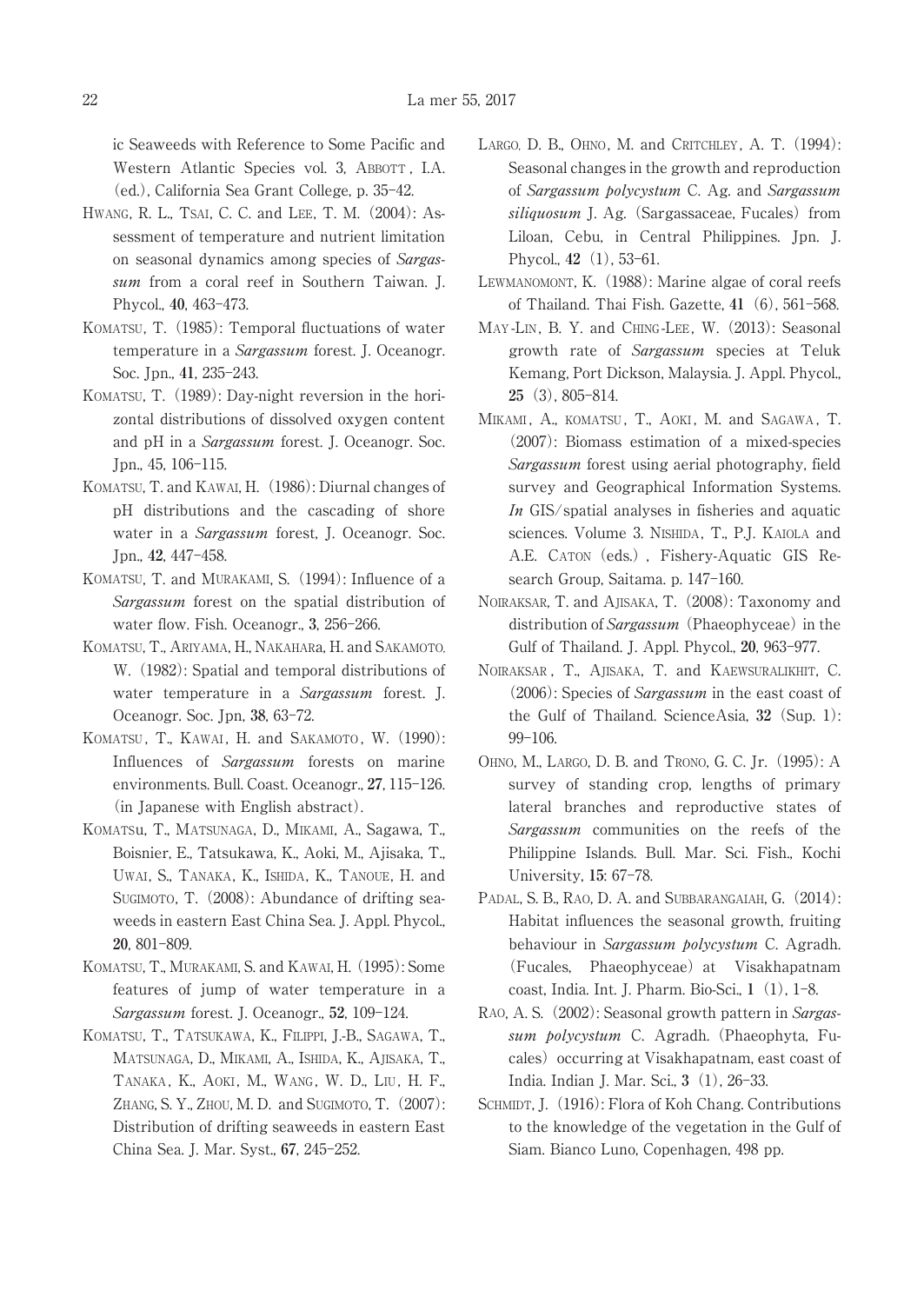ic Seaweeds with Reference to Some Pacific and Western Atlantic Species vol. 3, ABBOTT, I.A. (ed.), California Sea Grant College, p. 35–42.

HWANG, R. L., TSAI, C. C. and LEE, T. M. (2004): Assessment of temperature and nutrient limitation on seasonal dynamics among species of *Sargassum* from a coral reef in Southern Taiwan. J. Phycol., **40**, 463–473.

KOMATSU, T. (1985): Temporal fluctuations of water temperature in a *Sargassum* forest. J. Oceanogr. Soc. Jpn., **41**, 235–243.

KOMATSU, T. (1989): Day-night reversion in the horizontal distributions of dissolved oxygen content and pH in a *Sargassum* forest. J. Oceanogr. Soc. Jpn., 45, 106–115.

KOMATSU, T. and KAWAI, H. (1986): Diurnal changes of pH distributions and the cascading of shore water in a *Sargassum* forest, J. Oceanogr. Soc. Jpn., **42**, 447–458.

KOMATSU, T. and MURAKAMI, S. (1994): Influence of a *Sargassum* forest on the spatial distribution of water flow. Fish. Oceanogr., **3**, 256–266.

KOMATSU, T., ARIYAMA, H., NAKAHARA, H. and SAKAMOTO, W. (1982): Spatial and temporal distributions of water temperature in a *Sargassum* forest. J. Oceanogr. Soc. Jpn, **38**, 63–72.

KOMATSU, T., KAWAI, H. and SAKAMOTO, W. (1990): Influences of *Sargassum* forests on marine environments. Bull. Coast. Oceanogr., **27**, 115–126. (in Japanese with English abstract).

KOMATSU, T., MATSUNAGA, D., MIKAMI, A., Sagawa, T., Boisnier, E., Tatsukawa, K., Aoki, M., Ajisaka, T., UWAI, S., TANAKA, K., ISHIDA, K., TANOUE, H. and SUGIMOTO, T. (2008): Abundance of drifting seaweeds in eastern East China Sea. J. Appl. Phycol., **20**, 801–809.

KOMATSU, T., MURAKAMI, S. and KAWAI, H. (1995): Some features of jump of water temperature in a *Sargassum* forest. J. Oceanogr., **52**, 109–124.

KOMATSU, T., TATSUKAWA, K., FILIPPI, J.-B., SAGAWA, T., MATSUNAGA, D., MIKAMI, A., ISHIDA, K., AJISAKA, T., TANAKA, K., AOKI, M., WANG, W. D., LIU, H. F., ZHANG, S. Y., ZHOU, M. D. and SUGIMOTO, T. (2007): Distribution of drifting seaweeds in eastern East China Sea. J. Mar. Syst., **67**, 245–252.

LARGO, D. B., OHNO, M. and CRITCHLEY, A. T. (1994): Seasonal changes in the growth and reproduction of *Sargassum polycystum* C. Ag. and *Sargassum siliquosum* J. Ag. (Sargassaceae, Fucales) from Liloan, Cebu, in Central Philippines. Jpn. J. Phycol., **42** (1), 53–61.

LEWMANOMONT, K. (1988): Marine algae of coral reefs of Thailand. Thai Fish. Gazette, **41** (6), 561–568.

MAY-LIN, B. Y. and CHING-LEE, W. (2013): Seasonal growth rate of *Sargassum* species at Teluk Kemang, Port Dickson, Malaysia. J. Appl. Phycol., **25** (3), 805–814.

MIKAMI, A., KOMATSU, T., AOKI, M. and SAGAWA, T. (2007): Biomass estimation of a mixed-species *Sargassum* forest using aerial photography, field survey and Geographical Information Systems. *In* GIS/spatial analyses in fisheries and aquatic sciences. Volume 3. NISHIDA, T., P.J. KAIOLA and A.E. CATON (eds.), Fishery-Aquatic GIS Research Group, Saitama. p. 147–160.

NOIRAKSAR, T. and AJISAKA, T. (2008): Taxonomy and distribution of *Sargassum* (Phaeophyceae) in the Gulf of Thailand. J. Appl. Phycol., **20**, 963–977.

NOIRAKSAR, T., AJISAKA, T. and KAEWSURALIKHIT, C. (2006): Species of *Sargassum* in the east coast of the Gulf of Thailand. ScienceAsia, **32** (Sup. 1): 99–106.

OHNO, M., LARGO, D. B. and TRONO, G. C. Jr. (1995): A survey of standing crop, lengths of primary lateral branches and reproductive states of *Sargassum* communities on the reefs of the Philippine Islands. Bull. Mar. Sci. Fish., Kochi University, **15**: 67–78.

PADAL, S. B., RAO, D. A. and SUBBARANGAIAH, G. (2014): Habitat influences the seasonal growth, fruiting behaviour in *Sargassum polycystum* C. Agradh. (Fucales, Phaeophyceae) at Visakhapatnam coast, India. Int. J. Pharm. Bio-Sci., **1** (1), 1–8.

RAO, A. S. (2002): Seasonal growth pattern in *Sargassum polycystum* C. Agradh. (Phaeophyta, Fucales) occurring at Visakhapatnam, east coast of India. Indian J. Mar. Sci., **3** (1), 26–33.

SCHMIDT, J. (1916): Flora of Koh Chang. Contributions to the knowledge of the vegetation in the Gulf of Siam. Bianco Luno, Copenhagen, 498 pp.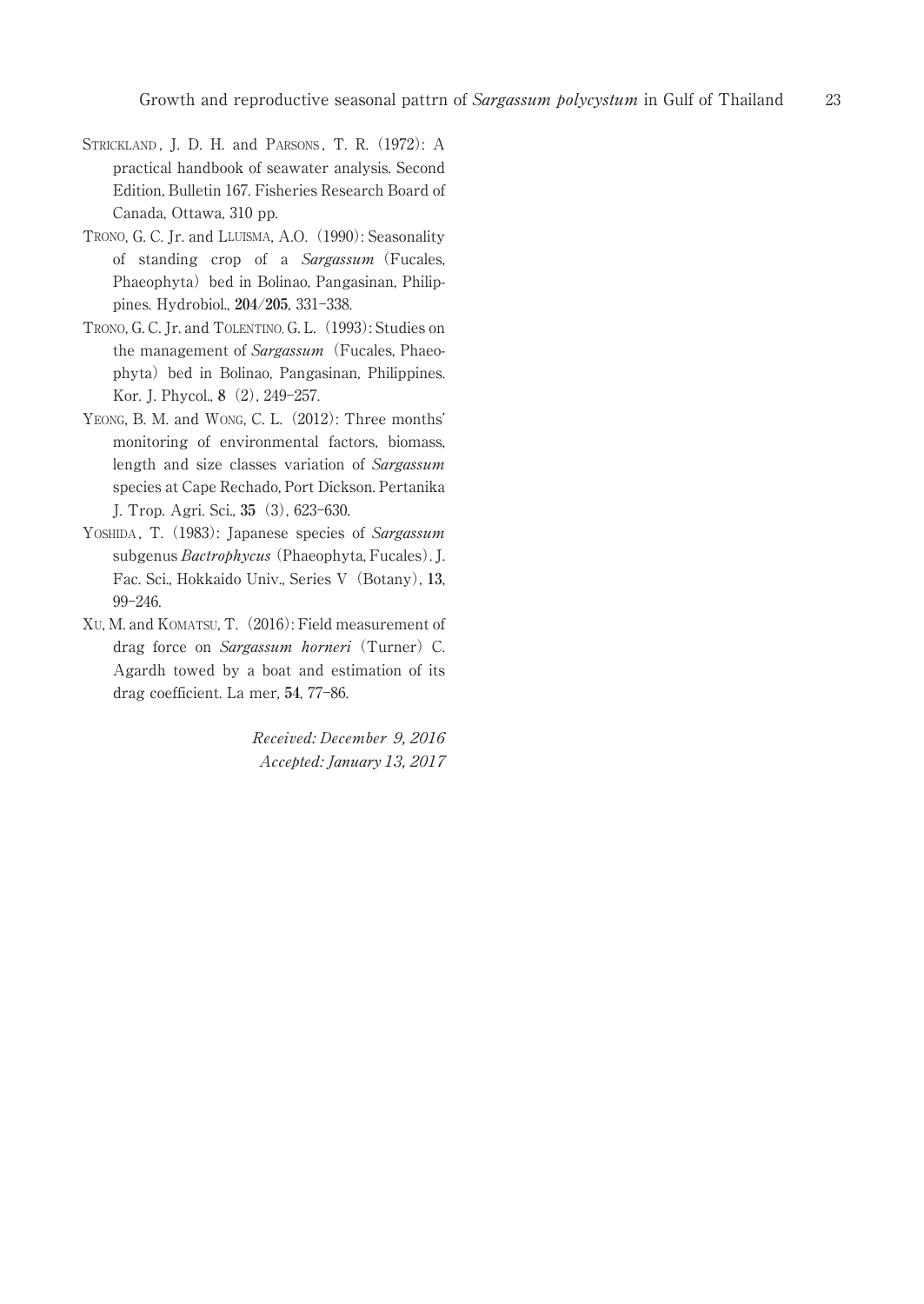STRICKLAND, J. D. H. and PARSONS, T. R. (1972): A practical handbook of seawater analysis. Second Edition, Bulletin 167. Fisheries Research Board of Canada, Ottawa, 310 pp.

TRONO, G. C. Jr. and LLUISMA, A.O. (1990): Seasonality of standing crop of a *Sargassum* (Fucales, Phaeophyta) bed in Bolinao, Pangasinan, Philippines. Hydrobiol., **204/205**, 331–338.

TRONO, G. C. Jr. and TOLENTINO, G. L. (1993): Studies on the management of *Sargassum* (Fucales, Phaeophyta) bed in Bolinao, Pangasinan, Philippines. Kor. J. Phycol., **8** (2), 249–257.

YEONG, B. M. and WONG, C. L. (2012): Three months' monitoring of environmental factors, biomass, length and size classes variation of *Sargassum* species at Cape Rechado, Port Dickson. Pertanika J. Trop. Agri. Sci., **35** (3), 623–630.

YOSHIDA, T. (1983): Japanese species of *Sargassum* subgenus *Bactrophycus* (Phaeophyta, Fucales). J. Fac. Sci., Hokkaido Univ., Series V (Botany), **13**, 99–246.

XU, M. and KOMATSU, T. (2016): Field measurement of drag force on *Sargassum horneri* (Turner) C. Agardh towed by a boat and estimation of its drag coefficient. La mer, **54**, 77–86.

*Received: December 9, 2016*
*Accepted: January 13, 2017*